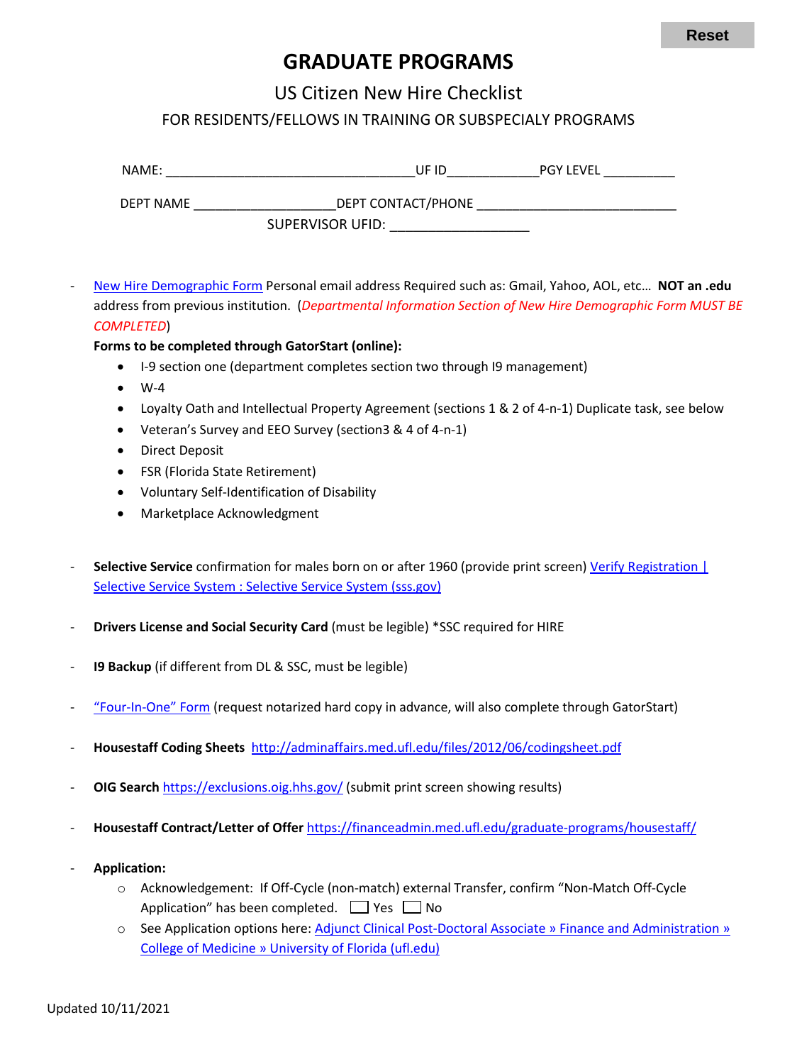Reset

# GRADUATE PROGRAMS

## US Citizen New Hire Checklist

### FOR RESIDENTS/FELLOWS IN TRAINING OR SUBSPECIALY PROGRAMS

NAME: ___________________________________UF ID____________PGY LEVEL __________

DEPT NAME ____________________DEPT CONTACT/PHONE ____________________________

SUPERVISOR UFID: ___________________

- New Hire Demographic Form Personal email address Required such as: Gmail, Yahoo, AOL, etc… **NOT an .edu** address from previous institution. (*Departmental Information Section of New Hire Demographic Form MUST BE COMPLETED*)

  **Forms to be completed through GatorStart (online):**
  - I-9 section one (department completes section two through I9 management)
  - W-4
  - Loyalty Oath and Intellectual Property Agreement (sections 1 & 2 of 4-n-1) Duplicate task, see below
  - Veteran's Survey and EEO Survey (section3 & 4 of 4-n-1)
  - Direct Deposit
  - FSR (Florida State Retirement)
  - Voluntary Self-Identification of Disability
  - Marketplace Acknowledgment

- **Selective Service** confirmation for males born on or after 1960 (provide print screen) Verify Registration | Selective Service System : Selective Service System (sss.gov)

- **Drivers License and Social Security Card** (must be legible) *SSC required for HIRE

- **I9 Backup** (if different from DL & SSC, must be legible)

- "Four-In-One" Form (request notarized hard copy in advance, will also complete through GatorStart)

- **Housestaff Coding Sheets** http://adminaffairs.med.ufl.edu/files/2012/06/codingsheet.pdf

- **OIG Search** https://exclusions.oig.hhs.gov/ (submit print screen showing results)

- **Housestaff Contract/Letter of Offer** https://financeadmin.med.ufl.edu/graduate-programs/housestaff/

- **Application:**
  - Acknowledgement: If Off-Cycle (non-match) external Transfer, confirm "Non-Match Off-Cycle Application" has been completed. ☐ Yes ☐ No
  - See Application options here: Adjunct Clinical Post-Doctoral Associate » Finance and Administration » College of Medicine » University of Florida (ufl.edu)

Updated 10/11/2021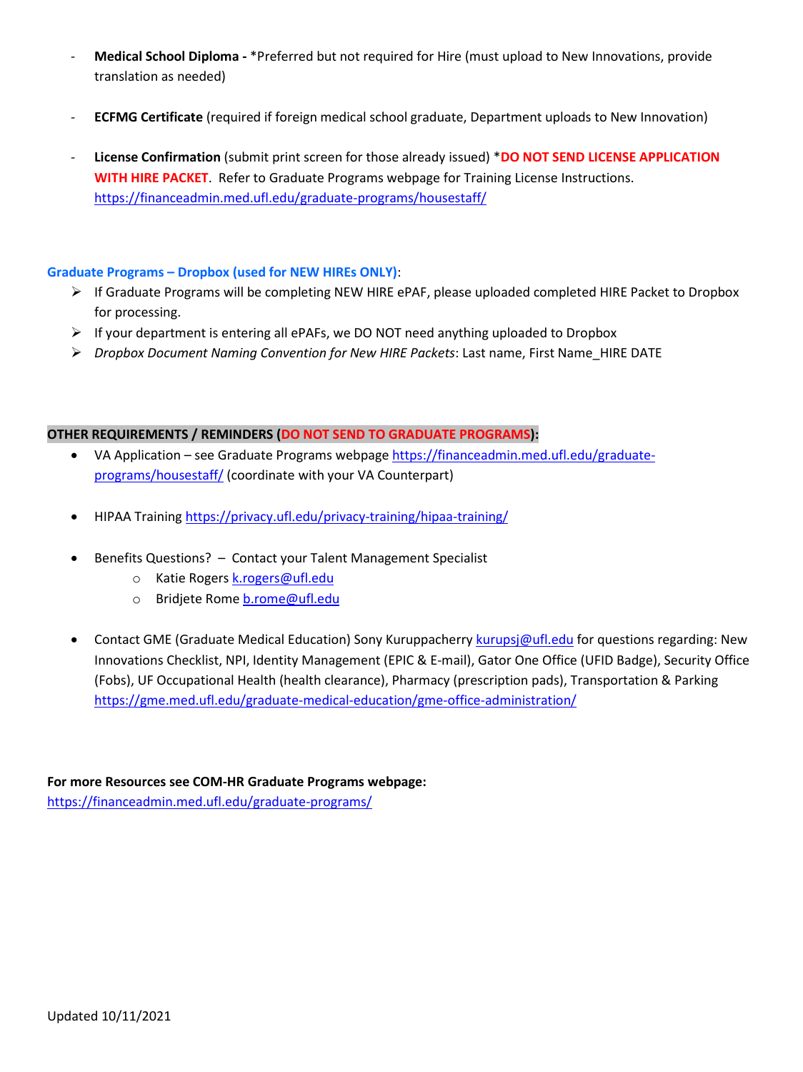- **Medical School Diploma -** *Preferred but not required for Hire (must upload to New Innovations, provide translation as needed)

- **ECFMG Certificate** (required if foreign medical school graduate, Department uploads to New Innovation)

- **License Confirmation** (submit print screen for those already issued) ***DO NOT SEND LICENSE APPLICATION WITH HIRE PACKET**. Refer to Graduate Programs webpage for Training License Instructions. https://financeadmin.med.ufl.edu/graduate-programs/housestaff/

**Graduate Programs – Dropbox (used for NEW HIREs ONLY)**:

- If Graduate Programs will be completing NEW HIRE ePAF, please uploaded completed HIRE Packet to Dropbox for processing.
- If your department is entering all ePAFs, we DO NOT need anything uploaded to Dropbox
- *Dropbox Document Naming Convention for New HIRE Packets*: Last name, First Name_HIRE DATE

**OTHER REQUIREMENTS / REMINDERS (DO NOT SEND TO GRADUATE PROGRAMS):**

- VA Application – see Graduate Programs webpage https://financeadmin.med.ufl.edu/graduate-programs/housestaff/ (coordinate with your VA Counterpart)

- HIPAA Training https://privacy.ufl.edu/privacy-training/hipaa-training/

- Benefits Questions? – Contact your Talent Management Specialist
  - Katie Rogers k.rogers@ufl.edu
  - Bridjete Rome b.rome@ufl.edu

- Contact GME (Graduate Medical Education) Sony Kuruppacherry kurupsj@ufl.edu for questions regarding: New Innovations Checklist, NPI, Identity Management (EPIC & E-mail), Gator One Office (UFID Badge), Security Office (Fobs), UF Occupational Health (health clearance), Pharmacy (prescription pads), Transportation & Parking https://gme.med.ufl.edu/graduate-medical-education/gme-office-administration/

**For more Resources see COM-HR Graduate Programs webpage:**
https://financeadmin.med.ufl.edu/graduate-programs/

Updated 10/11/2021